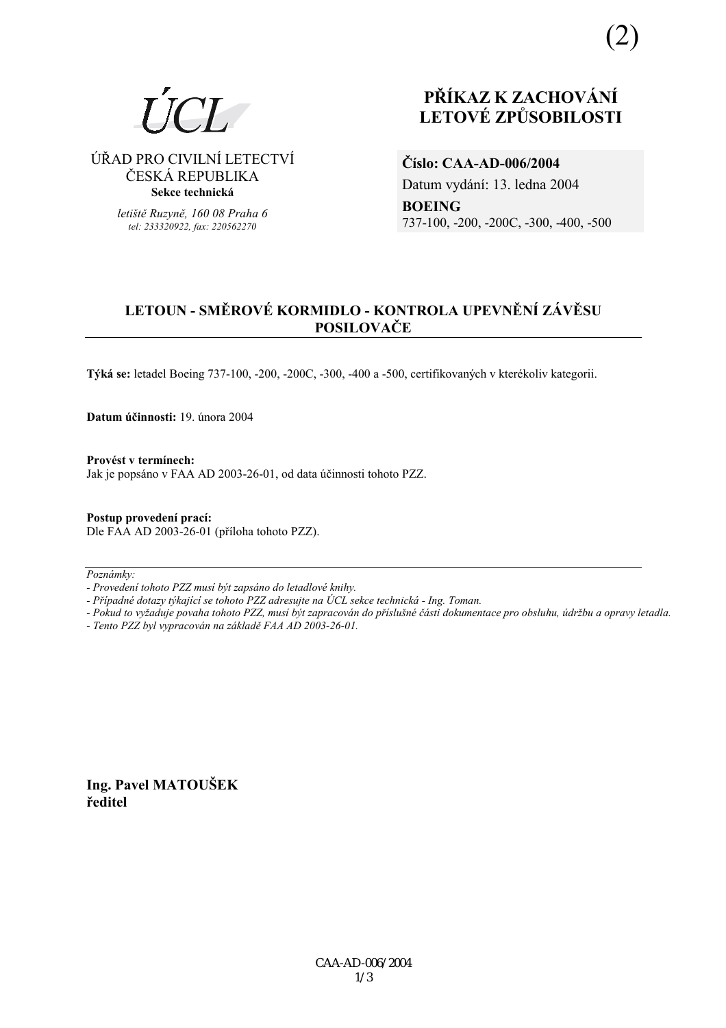(2)

ÚCL

ÚŘAD PRO CIVILNÍ LETECTVÍ
ČESKÁ REPUBLIKA
**Sekce technická**

*letiště Ruzyně, 160 08 Praha 6*
*tel: 233320922, fax: 220562270*

# PŘÍKAZ K ZACHOVÁNÍ LETOVÉ ZPŮSOBILOSTI

**Číslo: CAA-AD-006/2004**
Datum vydání: 13. ledna 2004
**BOEING**
737-100, -200, -200C, -300, -400, -500

## LETOUN - SMĚROVÉ KORMIDLO - KONTROLA UPEVNĚNÍ ZÁVĚSU POSILOVAČE

**Týká se:** letadel Boeing 737-100, -200, -200C, -300, -400 a -500, certifikovaných v kterékoliv kategorii.

**Datum účinnosti:** 19. února 2004

**Provést v termínech:**
Jak je popsáno v FAA AD 2003-26-01, od data účinnosti tohoto PZZ.

**Postup provedení prací:**
Dle FAA AD 2003-26-01 (příloha tohoto PZZ).

---

*Poznámky:*
*- Provedení tohoto PZZ musí být zapsáno do letadlové knihy.*
*- Případné dotazy týkající se tohoto PZZ adresujte na ÚCL sekce technická - Ing. Toman.*
*- Pokud to vyžaduje povaha tohoto PZZ, musí být zapracován do příslušné části dokumentace pro obsluhu, údržbu a opravy letadla.*
*- Tento PZZ byl vypracován na základě FAA AD 2003-26-01.*

**Ing. Pavel MATOUŠEK**
**ředitel**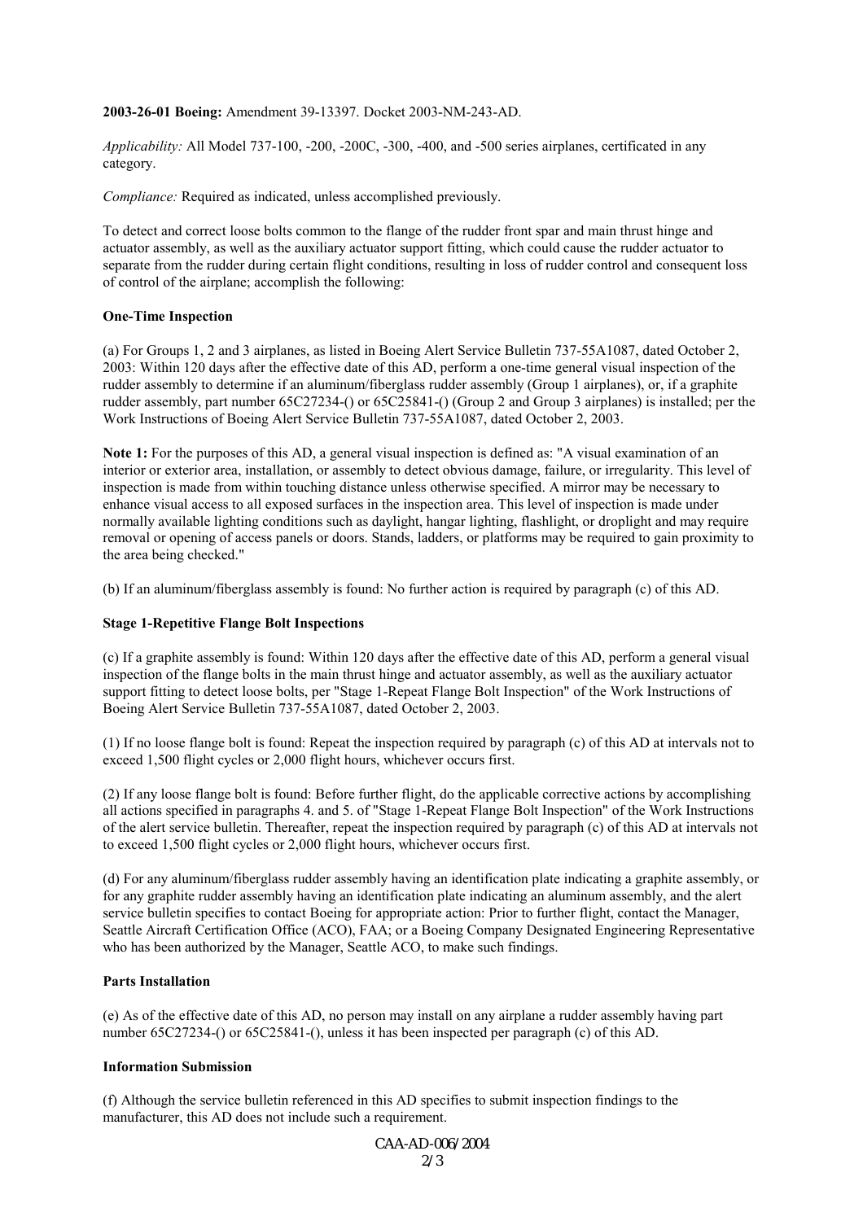**2003-26-01 Boeing:** Amendment 39-13397. Docket 2003-NM-243-AD.

*Applicability:* All Model 737-100, -200, -200C, -300, -400, and -500 series airplanes, certificated in any category.

*Compliance:* Required as indicated, unless accomplished previously.

To detect and correct loose bolts common to the flange of the rudder front spar and main thrust hinge and actuator assembly, as well as the auxiliary actuator support fitting, which could cause the rudder actuator to separate from the rudder during certain flight conditions, resulting in loss of rudder control and consequent loss of control of the airplane; accomplish the following:

**One-Time Inspection**

(a) For Groups 1, 2 and 3 airplanes, as listed in Boeing Alert Service Bulletin 737-55A1087, dated October 2, 2003: Within 120 days after the effective date of this AD, perform a one-time general visual inspection of the rudder assembly to determine if an aluminum/fiberglass rudder assembly (Group 1 airplanes), or, if a graphite rudder assembly, part number 65C27234-() or 65C25841-() (Group 2 and Group 3 airplanes) is installed; per the Work Instructions of Boeing Alert Service Bulletin 737-55A1087, dated October 2, 2003.

**Note 1:** For the purposes of this AD, a general visual inspection is defined as: "A visual examination of an interior or exterior area, installation, or assembly to detect obvious damage, failure, or irregularity. This level of inspection is made from within touching distance unless otherwise specified. A mirror may be necessary to enhance visual access to all exposed surfaces in the inspection area. This level of inspection is made under normally available lighting conditions such as daylight, hangar lighting, flashlight, or droplight and may require removal or opening of access panels or doors. Stands, ladders, or platforms may be required to gain proximity to the area being checked."

(b) If an aluminum/fiberglass assembly is found: No further action is required by paragraph (c) of this AD.

**Stage 1-Repetitive Flange Bolt Inspections**

(c) If a graphite assembly is found: Within 120 days after the effective date of this AD, perform a general visual inspection of the flange bolts in the main thrust hinge and actuator assembly, as well as the auxiliary actuator support fitting to detect loose bolts, per "Stage 1-Repeat Flange Bolt Inspection" of the Work Instructions of Boeing Alert Service Bulletin 737-55A1087, dated October 2, 2003.

(1) If no loose flange bolt is found: Repeat the inspection required by paragraph (c) of this AD at intervals not to exceed 1,500 flight cycles or 2,000 flight hours, whichever occurs first.

(2) If any loose flange bolt is found: Before further flight, do the applicable corrective actions by accomplishing all actions specified in paragraphs 4. and 5. of "Stage 1-Repeat Flange Bolt Inspection" of the Work Instructions of the alert service bulletin. Thereafter, repeat the inspection required by paragraph (c) of this AD at intervals not to exceed 1,500 flight cycles or 2,000 flight hours, whichever occurs first.

(d) For any aluminum/fiberglass rudder assembly having an identification plate indicating a graphite assembly, or for any graphite rudder assembly having an identification plate indicating an aluminum assembly, and the alert service bulletin specifies to contact Boeing for appropriate action: Prior to further flight, contact the Manager, Seattle Aircraft Certification Office (ACO), FAA; or a Boeing Company Designated Engineering Representative who has been authorized by the Manager, Seattle ACO, to make such findings.

**Parts Installation**

(e) As of the effective date of this AD, no person may install on any airplane a rudder assembly having part number 65C27234-() or 65C25841-(), unless it has been inspected per paragraph (c) of this AD.

**Information Submission**

(f) Although the service bulletin referenced in this AD specifies to submit inspection findings to the manufacturer, this AD does not include such a requirement.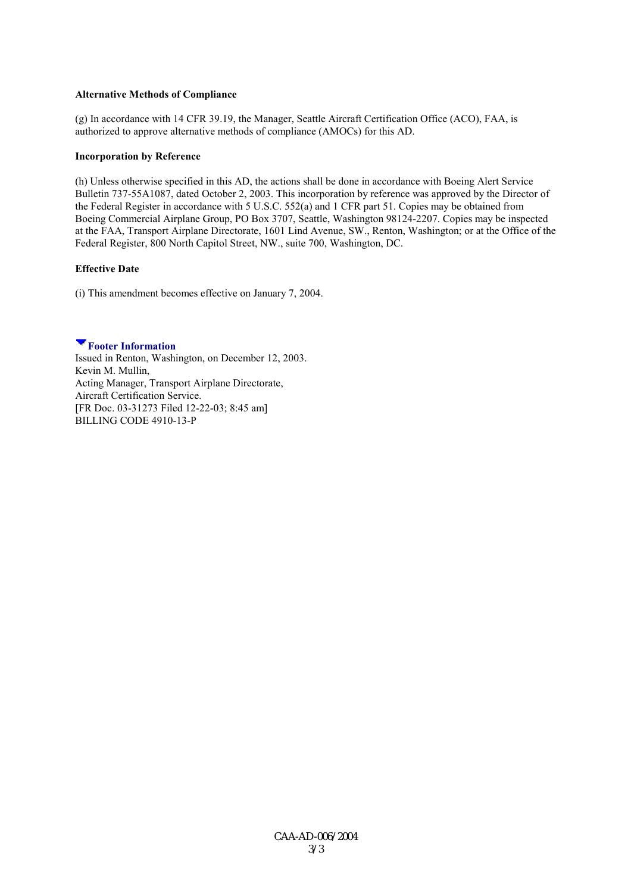**Alternative Methods of Compliance**

(g) In accordance with 14 CFR 39.19, the Manager, Seattle Aircraft Certification Office (ACO), FAA, is authorized to approve alternative methods of compliance (AMOCs) for this AD.

**Incorporation by Reference**

(h) Unless otherwise specified in this AD, the actions shall be done in accordance with Boeing Alert Service Bulletin 737-55A1087, dated October 2, 2003. This incorporation by reference was approved by the Director of the Federal Register in accordance with 5 U.S.C. 552(a) and 1 CFR part 51. Copies may be obtained from Boeing Commercial Airplane Group, PO Box 3707, Seattle, Washington 98124-2207. Copies may be inspected at the FAA, Transport Airplane Directorate, 1601 Lind Avenue, SW., Renton, Washington; or at the Office of the Federal Register, 800 North Capitol Street, NW., suite 700, Washington, DC.

**Effective Date**

(i) This amendment becomes effective on January 7, 2004.

**Footer Information**

Issued in Renton, Washington, on December 12, 2003.
Kevin M. Mullin,
Acting Manager, Transport Airplane Directorate,
Aircraft Certification Service.
[FR Doc. 03-31273 Filed 12-22-03; 8:45 am]
BILLING CODE 4910-13-P